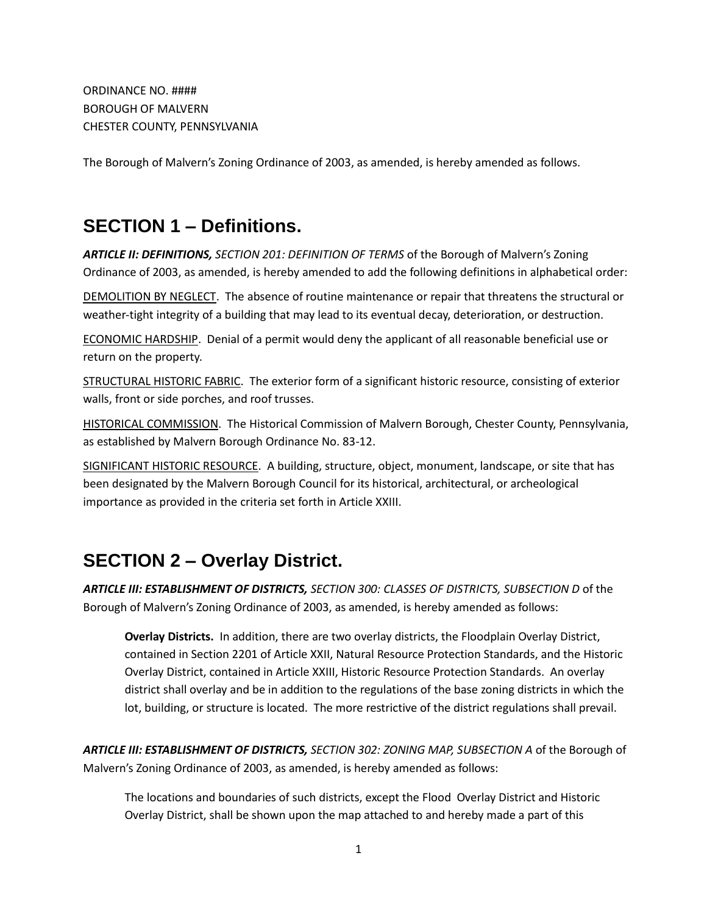ORDINANCE NO. ####
BOROUGH OF MALVERN
CHESTER COUNTY, PENNSYLVANIA

The Borough of Malvern's Zoning Ordinance of 2003, as amended, is hereby amended as follows.

## SECTION 1 – Definitions.

***ARTICLE II: DEFINITIONS,*** *SECTION 201: DEFINITION OF TERMS* of the Borough of Malvern's Zoning Ordinance of 2003, as amended, is hereby amended to add the following definitions in alphabetical order:

<u>DEMOLITION BY NEGLECT</u>. The absence of routine maintenance or repair that threatens the structural or weather-tight integrity of a building that may lead to its eventual decay, deterioration, or destruction.

<u>ECONOMIC HARDSHIP</u>. Denial of a permit would deny the applicant of all reasonable beneficial use or return on the property.

<u>STRUCTURAL HISTORIC FABRIC</u>. The exterior form of a significant historic resource, consisting of exterior walls, front or side porches, and roof trusses.

<u>HISTORICAL COMMISSION</u>. The Historical Commission of Malvern Borough, Chester County, Pennsylvania, as established by Malvern Borough Ordinance No. 83-12.

<u>SIGNIFICANT HISTORIC RESOURCE</u>. A building, structure, object, monument, landscape, or site that has been designated by the Malvern Borough Council for its historical, architectural, or archeological importance as provided in the criteria set forth in Article XXIII.

## SECTION 2 – Overlay District.

***ARTICLE III: ESTABLISHMENT OF DISTRICTS,*** *SECTION 300: CLASSES OF DISTRICTS, SUBSECTION D* of the Borough of Malvern's Zoning Ordinance of 2003, as amended, is hereby amended as follows:

> **Overlay Districts.** In addition, there are two overlay districts, the Floodplain Overlay District, contained in Section 2201 of Article XXII, Natural Resource Protection Standards, and the Historic Overlay District, contained in Article XXIII, Historic Resource Protection Standards. An overlay district shall overlay and be in addition to the regulations of the base zoning districts in which the lot, building, or structure is located. The more restrictive of the district regulations shall prevail.

***ARTICLE III: ESTABLISHMENT OF DISTRICTS,*** *SECTION 302: ZONING MAP, SUBSECTION A* of the Borough of Malvern's Zoning Ordinance of 2003, as amended, is hereby amended as follows:

> The locations and boundaries of such districts, except the Flood Overlay District and Historic Overlay District, shall be shown upon the map attached to and hereby made a part of this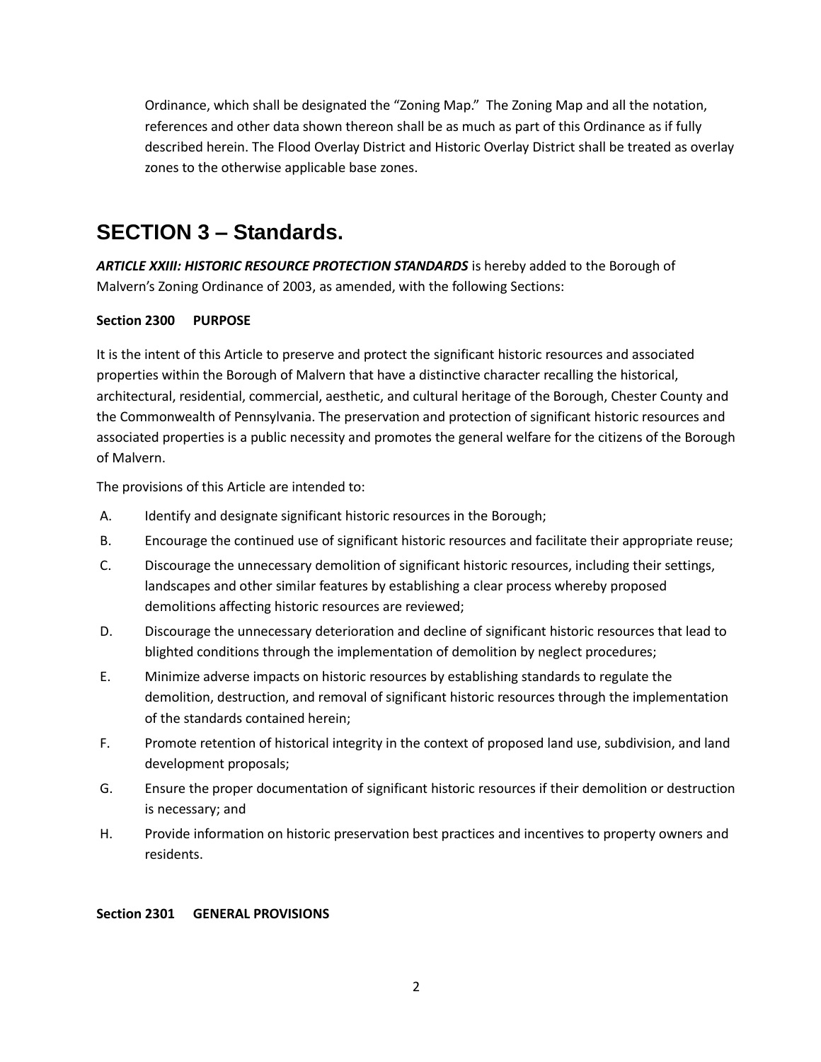Ordinance, which shall be designated the "Zoning Map." The Zoning Map and all the notation, references and other data shown thereon shall be as much as part of this Ordinance as if fully described herein. The Flood Overlay District and Historic Overlay District shall be treated as overlay zones to the otherwise applicable base zones.

## SECTION 3 – Standards.

***ARTICLE XXIII: HISTORIC RESOURCE PROTECTION STANDARDS*** is hereby added to the Borough of Malvern's Zoning Ordinance of 2003, as amended, with the following Sections:

**Section 2300 PURPOSE**

It is the intent of this Article to preserve and protect the significant historic resources and associated properties within the Borough of Malvern that have a distinctive character recalling the historical, architectural, residential, commercial, aesthetic, and cultural heritage of the Borough, Chester County and the Commonwealth of Pennsylvania. The preservation and protection of significant historic resources and associated properties is a public necessity and promotes the general welfare for the citizens of the Borough of Malvern.

The provisions of this Article are intended to:

A. Identify and designate significant historic resources in the Borough;

B. Encourage the continued use of significant historic resources and facilitate their appropriate reuse;

C. Discourage the unnecessary demolition of significant historic resources, including their settings, landscapes and other similar features by establishing a clear process whereby proposed demolitions affecting historic resources are reviewed;

D. Discourage the unnecessary deterioration and decline of significant historic resources that lead to blighted conditions through the implementation of demolition by neglect procedures;

E. Minimize adverse impacts on historic resources by establishing standards to regulate the demolition, destruction, and removal of significant historic resources through the implementation of the standards contained herein;

F. Promote retention of historical integrity in the context of proposed land use, subdivision, and land development proposals;

G. Ensure the proper documentation of significant historic resources if their demolition or destruction is necessary; and

H. Provide information on historic preservation best practices and incentives to property owners and residents.

**Section 2301 GENERAL PROVISIONS**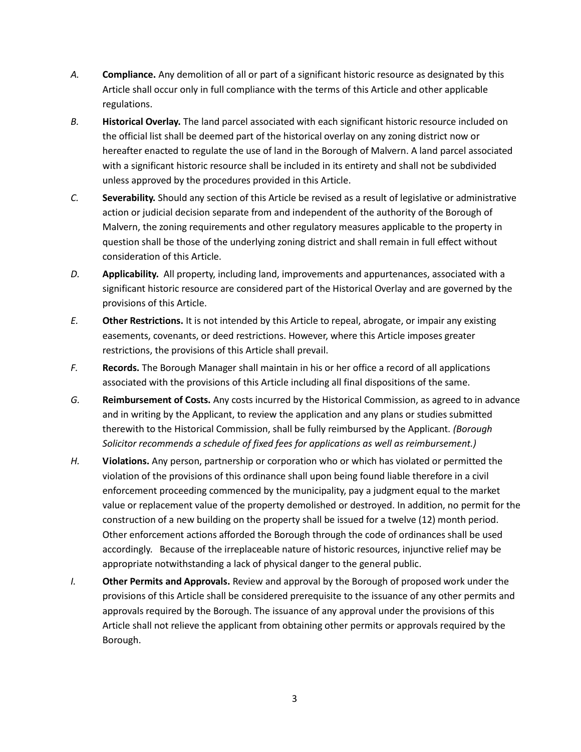*A.* **Compliance.** Any demolition of all or part of a significant historic resource as designated by this Article shall occur only in full compliance with the terms of this Article and other applicable regulations.

*B.* **Historical Overlay.** The land parcel associated with each significant historic resource included on the official list shall be deemed part of the historical overlay on any zoning district now or hereafter enacted to regulate the use of land in the Borough of Malvern. A land parcel associated with a significant historic resource shall be included in its entirety and shall not be subdivided unless approved by the procedures provided in this Article.

*C.* **Severability.** Should any section of this Article be revised as a result of legislative or administrative action or judicial decision separate from and independent of the authority of the Borough of Malvern, the zoning requirements and other regulatory measures applicable to the property in question shall be those of the underlying zoning district and shall remain in full effect without consideration of this Article.

*D.* **Applicability.** All property, including land, improvements and appurtenances, associated with a significant historic resource are considered part of the Historical Overlay and are governed by the provisions of this Article.

*E.* **Other Restrictions.** It is not intended by this Article to repeal, abrogate, or impair any existing easements, covenants, or deed restrictions. However, where this Article imposes greater restrictions, the provisions of this Article shall prevail.

*F.* **Records.** The Borough Manager shall maintain in his or her office a record of all applications associated with the provisions of this Article including all final dispositions of the same.

*G.* **Reimbursement of Costs.** Any costs incurred by the Historical Commission, as agreed to in advance and in writing by the Applicant, to review the application and any plans or studies submitted therewith to the Historical Commission, shall be fully reimbursed by the Applicant. *(Borough Solicitor recommends a schedule of fixed fees for applications as well as reimbursement.)*

*H.* **Violations.** Any person, partnership or corporation who or which has violated or permitted the violation of the provisions of this ordinance shall upon being found liable therefore in a civil enforcement proceeding commenced by the municipality, pay a judgment equal to the market value or replacement value of the property demolished or destroyed. In addition, no permit for the construction of a new building on the property shall be issued for a twelve (12) month period. Other enforcement actions afforded the Borough through the code of ordinances shall be used accordingly. Because of the irreplaceable nature of historic resources, injunctive relief may be appropriate notwithstanding a lack of physical danger to the general public.

*I.* **Other Permits and Approvals.** Review and approval by the Borough of proposed work under the provisions of this Article shall be considered prerequisite to the issuance of any other permits and approvals required by the Borough. The issuance of any approval under the provisions of this Article shall not relieve the applicant from obtaining other permits or approvals required by the Borough.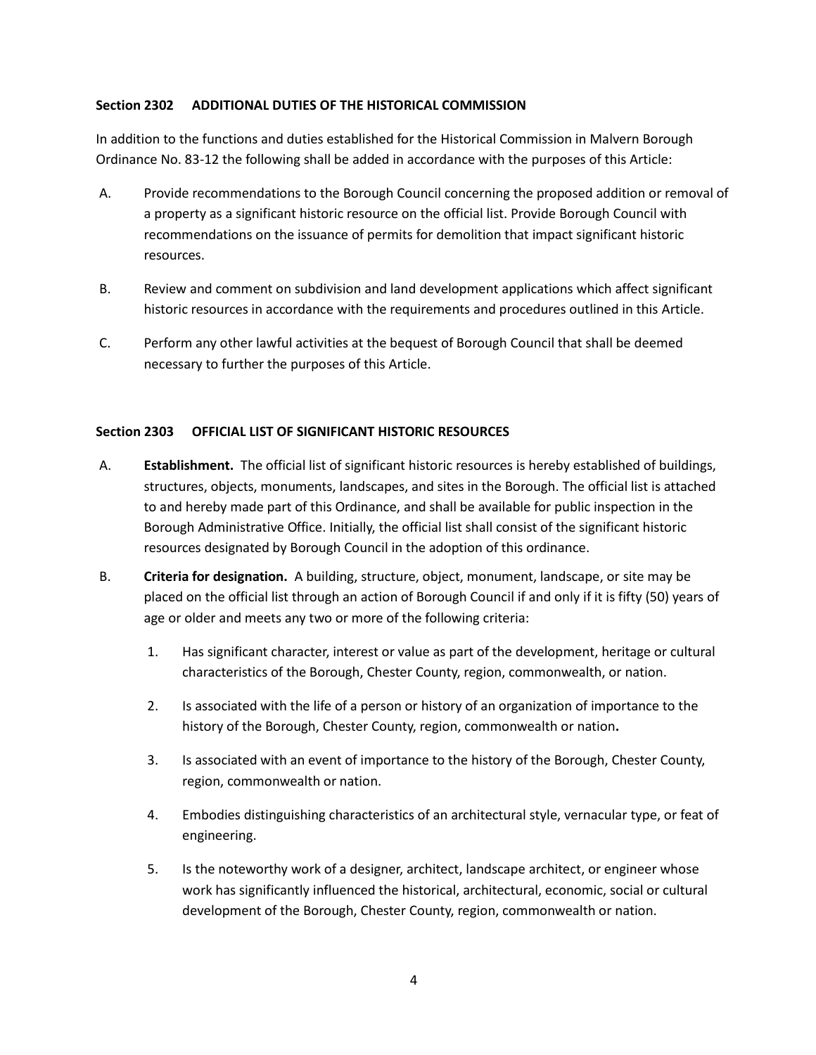### Section 2302 ADDITIONAL DUTIES OF THE HISTORICAL COMMISSION

In addition to the functions and duties established for the Historical Commission in Malvern Borough Ordinance No. 83-12 the following shall be added in accordance with the purposes of this Article:

A. Provide recommendations to the Borough Council concerning the proposed addition or removal of a property as a significant historic resource on the official list. Provide Borough Council with recommendations on the issuance of permits for demolition that impact significant historic resources.

B. Review and comment on subdivision and land development applications which affect significant historic resources in accordance with the requirements and procedures outlined in this Article.

C. Perform any other lawful activities at the bequest of Borough Council that shall be deemed necessary to further the purposes of this Article.

### Section 2303 OFFICIAL LIST OF SIGNIFICANT HISTORIC RESOURCES

A. **Establishment.** The official list of significant historic resources is hereby established of buildings, structures, objects, monuments, landscapes, and sites in the Borough. The official list is attached to and hereby made part of this Ordinance, and shall be available for public inspection in the Borough Administrative Office. Initially, the official list shall consist of the significant historic resources designated by Borough Council in the adoption of this ordinance.

B. **Criteria for designation.** A building, structure, object, monument, landscape, or site may be placed on the official list through an action of Borough Council if and only if it is fifty (50) years of age or older and meets any two or more of the following criteria:

1. Has significant character, interest or value as part of the development, heritage or cultural characteristics of the Borough, Chester County, region, commonwealth, or nation.

2. Is associated with the life of a person or history of an organization of importance to the history of the Borough, Chester County, region, commonwealth or nation**.**

3. Is associated with an event of importance to the history of the Borough, Chester County, region, commonwealth or nation.

4. Embodies distinguishing characteristics of an architectural style, vernacular type, or feat of engineering.

5. Is the noteworthy work of a designer, architect, landscape architect, or engineer whose work has significantly influenced the historical, architectural, economic, social or cultural development of the Borough, Chester County, region, commonwealth or nation.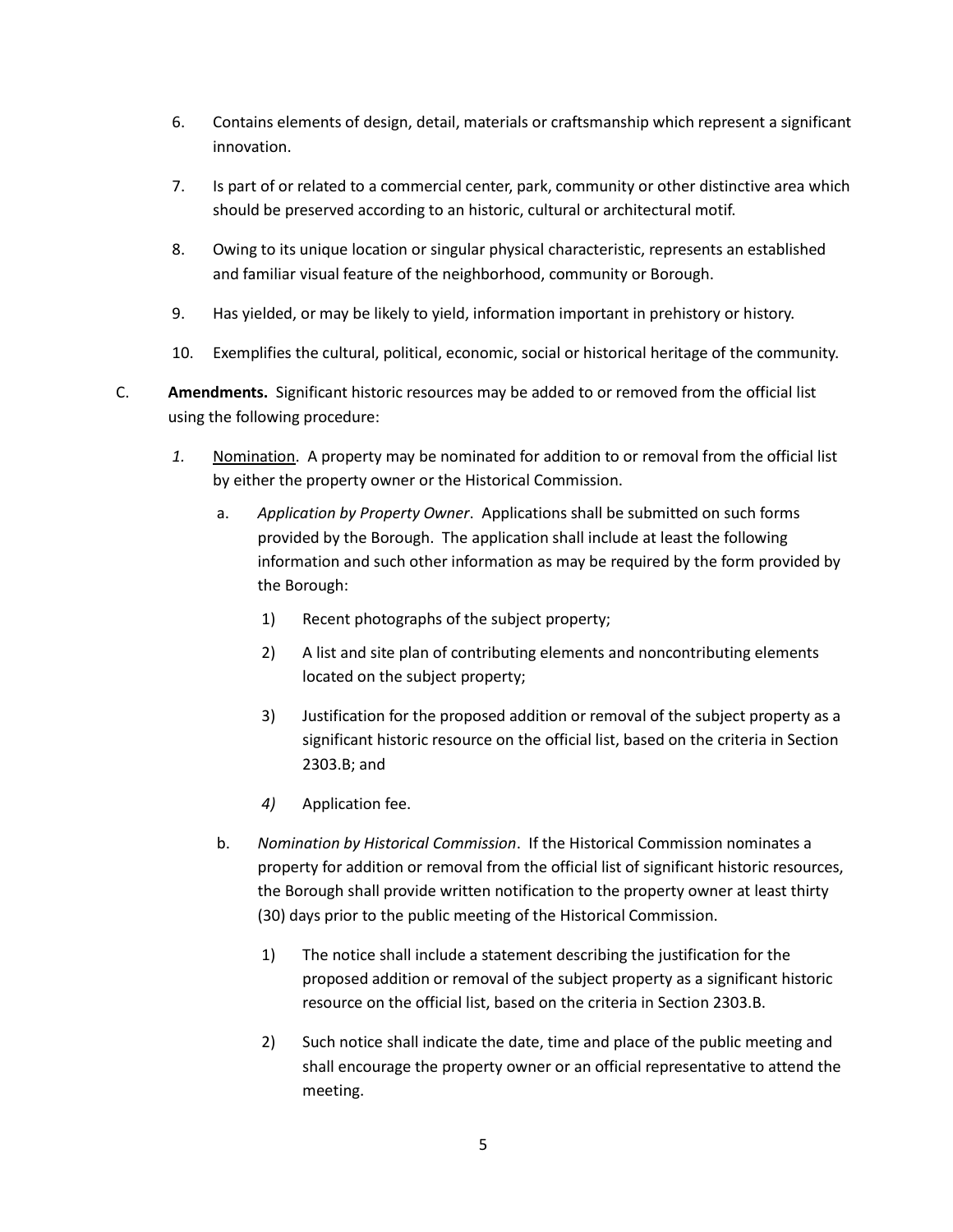6. Contains elements of design, detail, materials or craftsmanship which represent a significant innovation.

7. Is part of or related to a commercial center, park, community or other distinctive area which should be preserved according to an historic, cultural or architectural motif.

8. Owing to its unique location or singular physical characteristic, represents an established and familiar visual feature of the neighborhood, community or Borough.

9. Has yielded, or may be likely to yield, information important in prehistory or history.

10. Exemplifies the cultural, political, economic, social or historical heritage of the community.

C. **Amendments.** Significant historic resources may be added to or removed from the official list using the following procedure:

   *1.* Nomination. A property may be nominated for addition to or removal from the official list by either the property owner or the Historical Commission.

      a. *Application by Property Owner*. Applications shall be submitted on such forms provided by the Borough. The application shall include at least the following information and such other information as may be required by the form provided by the Borough:

         1) Recent photographs of the subject property;

         2) A list and site plan of contributing elements and noncontributing elements located on the subject property;

         3) Justification for the proposed addition or removal of the subject property as a significant historic resource on the official list, based on the criteria in Section 2303.B; and

         *4)* Application fee.

      b. *Nomination by Historical Commission*. If the Historical Commission nominates a property for addition or removal from the official list of significant historic resources, the Borough shall provide written notification to the property owner at least thirty (30) days prior to the public meeting of the Historical Commission.

         1) The notice shall include a statement describing the justification for the proposed addition or removal of the subject property as a significant historic resource on the official list, based on the criteria in Section 2303.B.

         2) Such notice shall indicate the date, time and place of the public meeting and shall encourage the property owner or an official representative to attend the meeting.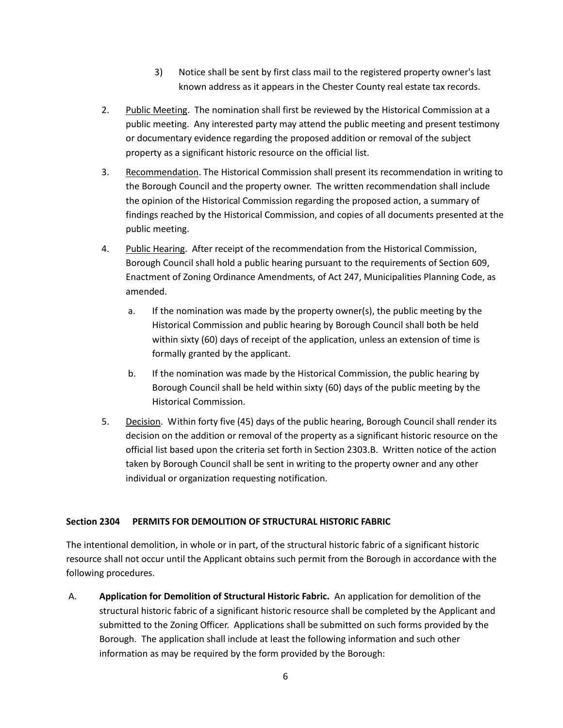3) Notice shall be sent by first class mail to the registered property owner's last known address as it appears in the Chester County real estate tax records.

2. Public Meeting. The nomination shall first be reviewed by the Historical Commission at a public meeting. Any interested party may attend the public meeting and present testimony or documentary evidence regarding the proposed addition or removal of the subject property as a significant historic resource on the official list.

3. Recommendation. The Historical Commission shall present its recommendation in writing to the Borough Council and the property owner. The written recommendation shall include the opinion of the Historical Commission regarding the proposed action, a summary of findings reached by the Historical Commission, and copies of all documents presented at the public meeting.

4. Public Hearing. After receipt of the recommendation from the Historical Commission, Borough Council shall hold a public hearing pursuant to the requirements of Section 609, Enactment of Zoning Ordinance Amendments, of Act 247, Municipalities Planning Code, as amended.

   a. If the nomination was made by the property owner(s), the public meeting by the Historical Commission and public hearing by Borough Council shall both be held within sixty (60) days of receipt of the application, unless an extension of time is formally granted by the applicant.

   b. If the nomination was made by the Historical Commission, the public hearing by Borough Council shall be held within sixty (60) days of the public meeting by the Historical Commission.

5. Decision. Within forty five (45) days of the public hearing, Borough Council shall render its decision on the addition or removal of the property as a significant historic resource on the official list based upon the criteria set forth in Section 2303.B. Written notice of the action taken by Borough Council shall be sent in writing to the property owner and any other individual or organization requesting notification.

**Section 2304 PERMITS FOR DEMOLITION OF STRUCTURAL HISTORIC FABRIC**

The intentional demolition, in whole or in part, of the structural historic fabric of a significant historic resource shall not occur until the Applicant obtains such permit from the Borough in accordance with the following procedures.

A. **Application for Demolition of Structural Historic Fabric.** An application for demolition of the structural historic fabric of a significant historic resource shall be completed by the Applicant and submitted to the Zoning Officer. Applications shall be submitted on such forms provided by the Borough. The application shall include at least the following information and such other information as may be required by the form provided by the Borough: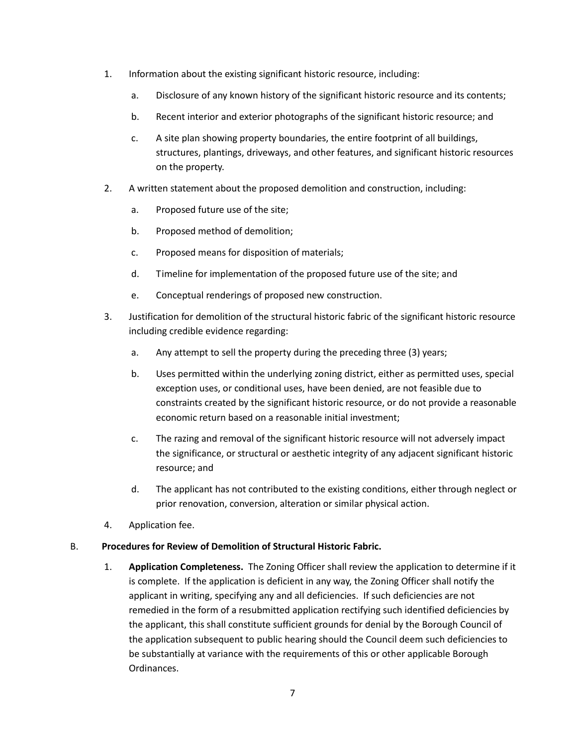1. Information about the existing significant historic resource, including:

    a. Disclosure of any known history of the significant historic resource and its contents;

    b. Recent interior and exterior photographs of the significant historic resource; and

    c. A site plan showing property boundaries, the entire footprint of all buildings, structures, plantings, driveways, and other features, and significant historic resources on the property.

2. A written statement about the proposed demolition and construction, including:

    a. Proposed future use of the site;

    b. Proposed method of demolition;

    c. Proposed means for disposition of materials;

    d. Timeline for implementation of the proposed future use of the site; and

    e. Conceptual renderings of proposed new construction.

3. Justification for demolition of the structural historic fabric of the significant historic resource including credible evidence regarding:

    a. Any attempt to sell the property during the preceding three (3) years;

    b. Uses permitted within the underlying zoning district, either as permitted uses, special exception uses, or conditional uses, have been denied, are not feasible due to constraints created by the significant historic resource, or do not provide a reasonable economic return based on a reasonable initial investment;

    c. The razing and removal of the significant historic resource will not adversely impact the significance, or structural or aesthetic integrity of any adjacent significant historic resource; and

    d. The applicant has not contributed to the existing conditions, either through neglect or prior renovation, conversion, alteration or similar physical action.

4. Application fee.

B. **Procedures for Review of Demolition of Structural Historic Fabric.**

1. **Application Completeness.** The Zoning Officer shall review the application to determine if it is complete. If the application is deficient in any way, the Zoning Officer shall notify the applicant in writing, specifying any and all deficiencies. If such deficiencies are not remedied in the form of a resubmitted application rectifying such identified deficiencies by the applicant, this shall constitute sufficient grounds for denial by the Borough Council of the application subsequent to public hearing should the Council deem such deficiencies to be substantially at variance with the requirements of this or other applicable Borough Ordinances.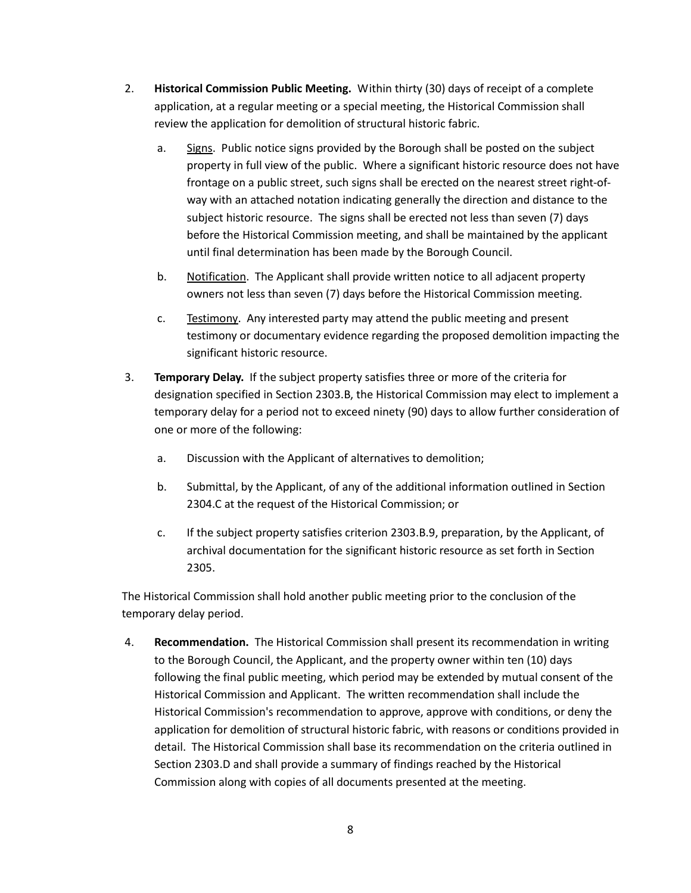2. **Historical Commission Public Meeting.** Within thirty (30) days of receipt of a complete application, at a regular meeting or a special meeting, the Historical Commission shall review the application for demolition of structural historic fabric.

   a. Signs. Public notice signs provided by the Borough shall be posted on the subject property in full view of the public. Where a significant historic resource does not have frontage on a public street, such signs shall be erected on the nearest street right-of-way with an attached notation indicating generally the direction and distance to the subject historic resource. The signs shall be erected not less than seven (7) days before the Historical Commission meeting, and shall be maintained by the applicant until final determination has been made by the Borough Council.

   b. Notification. The Applicant shall provide written notice to all adjacent property owners not less than seven (7) days before the Historical Commission meeting.

   c. Testimony. Any interested party may attend the public meeting and present testimony or documentary evidence regarding the proposed demolition impacting the significant historic resource.

3. **Temporary Delay.** If the subject property satisfies three or more of the criteria for designation specified in Section 2303.B, the Historical Commission may elect to implement a temporary delay for a period not to exceed ninety (90) days to allow further consideration of one or more of the following:

   a. Discussion with the Applicant of alternatives to demolition;

   b. Submittal, by the Applicant, of any of the additional information outlined in Section 2304.C at the request of the Historical Commission; or

   c. If the subject property satisfies criterion 2303.B.9, preparation, by the Applicant, of archival documentation for the significant historic resource as set forth in Section 2305.

The Historical Commission shall hold another public meeting prior to the conclusion of the temporary delay period.

4. **Recommendation.** The Historical Commission shall present its recommendation in writing to the Borough Council, the Applicant, and the property owner within ten (10) days following the final public meeting, which period may be extended by mutual consent of the Historical Commission and Applicant. The written recommendation shall include the Historical Commission's recommendation to approve, approve with conditions, or deny the application for demolition of structural historic fabric, with reasons or conditions provided in detail. The Historical Commission shall base its recommendation on the criteria outlined in Section 2303.D and shall provide a summary of findings reached by the Historical Commission along with copies of all documents presented at the meeting.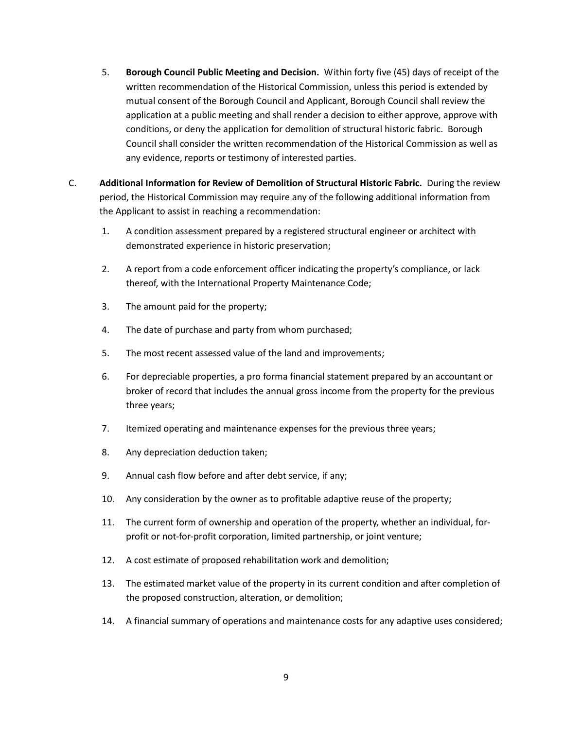5. **Borough Council Public Meeting and Decision.** Within forty five (45) days of receipt of the written recommendation of the Historical Commission, unless this period is extended by mutual consent of the Borough Council and Applicant, Borough Council shall review the application at a public meeting and shall render a decision to either approve, approve with conditions, or deny the application for demolition of structural historic fabric. Borough Council shall consider the written recommendation of the Historical Commission as well as any evidence, reports or testimony of interested parties.

C. **Additional Information for Review of Demolition of Structural Historic Fabric.** During the review period, the Historical Commission may require any of the following additional information from the Applicant to assist in reaching a recommendation:

1. A condition assessment prepared by a registered structural engineer or architect with demonstrated experience in historic preservation;
2. A report from a code enforcement officer indicating the property's compliance, or lack thereof, with the International Property Maintenance Code;
3. The amount paid for the property;
4. The date of purchase and party from whom purchased;
5. The most recent assessed value of the land and improvements;
6. For depreciable properties, a pro forma financial statement prepared by an accountant or broker of record that includes the annual gross income from the property for the previous three years;
7. Itemized operating and maintenance expenses for the previous three years;
8. Any depreciation deduction taken;
9. Annual cash flow before and after debt service, if any;
10. Any consideration by the owner as to profitable adaptive reuse of the property;
11. The current form of ownership and operation of the property, whether an individual, for-profit or not-for-profit corporation, limited partnership, or joint venture;
12. A cost estimate of proposed rehabilitation work and demolition;
13. The estimated market value of the property in its current condition and after completion of the proposed construction, alteration, or demolition;
14. A financial summary of operations and maintenance costs for any adaptive uses considered;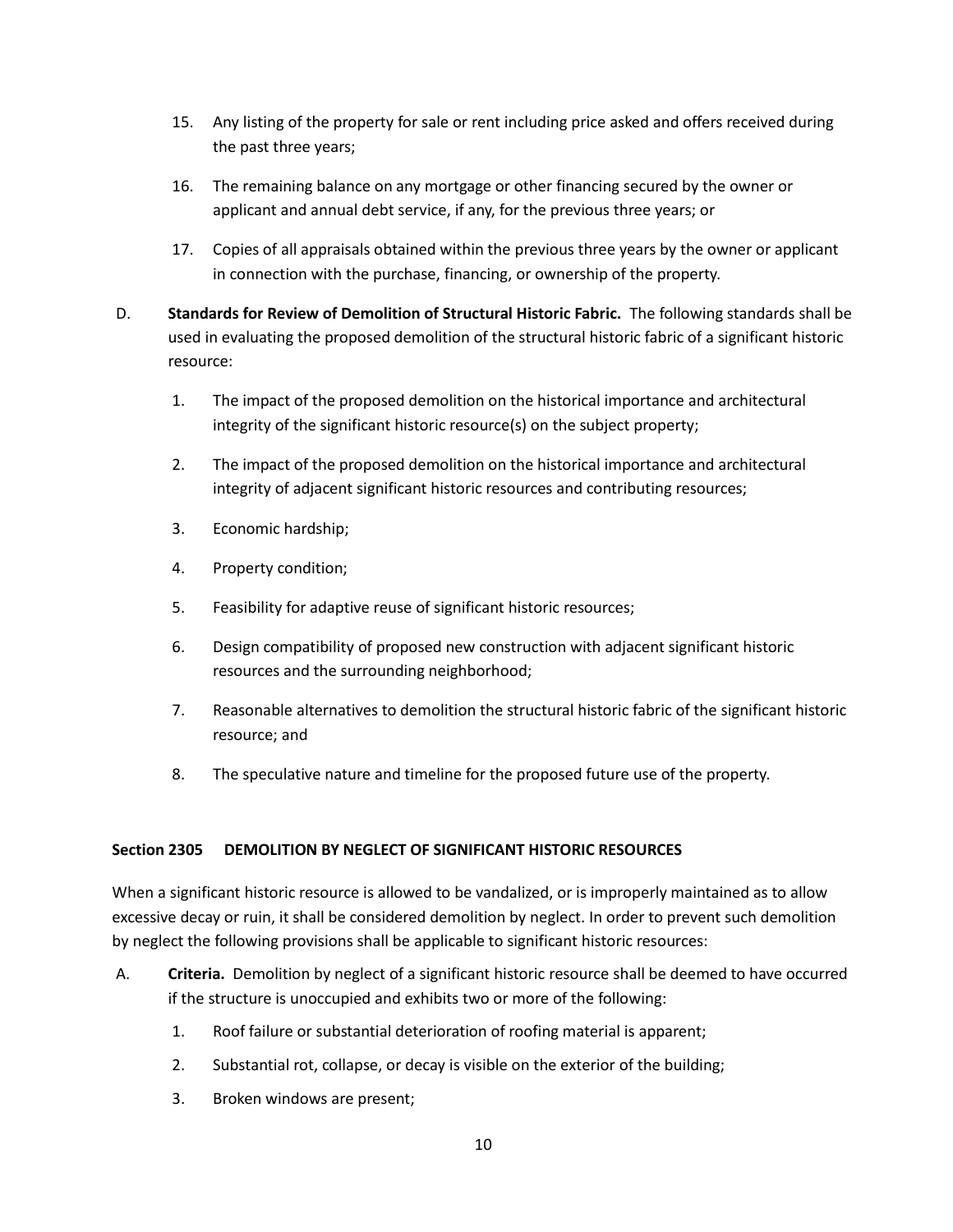15. Any listing of the property for sale or rent including price asked and offers received during the past three years;

16. The remaining balance on any mortgage or other financing secured by the owner or applicant and annual debt service, if any, for the previous three years; or

17. Copies of all appraisals obtained within the previous three years by the owner or applicant in connection with the purchase, financing, or ownership of the property.

D. **Standards for Review of Demolition of Structural Historic Fabric.** The following standards shall be used in evaluating the proposed demolition of the structural historic fabric of a significant historic resource:

1. The impact of the proposed demolition on the historical importance and architectural integrity of the significant historic resource(s) on the subject property;

2. The impact of the proposed demolition on the historical importance and architectural integrity of adjacent significant historic resources and contributing resources;

3. Economic hardship;

4. Property condition;

5. Feasibility for adaptive reuse of significant historic resources;

6. Design compatibility of proposed new construction with adjacent significant historic resources and the surrounding neighborhood;

7. Reasonable alternatives to demolition the structural historic fabric of the significant historic resource; and

8. The speculative nature and timeline for the proposed future use of the property.

**Section 2305 DEMOLITION BY NEGLECT OF SIGNIFICANT HISTORIC RESOURCES**

When a significant historic resource is allowed to be vandalized, or is improperly maintained as to allow excessive decay or ruin, it shall be considered demolition by neglect. In order to prevent such demolition by neglect the following provisions shall be applicable to significant historic resources:

A. **Criteria.** Demolition by neglect of a significant historic resource shall be deemed to have occurred if the structure is unoccupied and exhibits two or more of the following:

1. Roof failure or substantial deterioration of roofing material is apparent;

2. Substantial rot, collapse, or decay is visible on the exterior of the building;

3. Broken windows are present;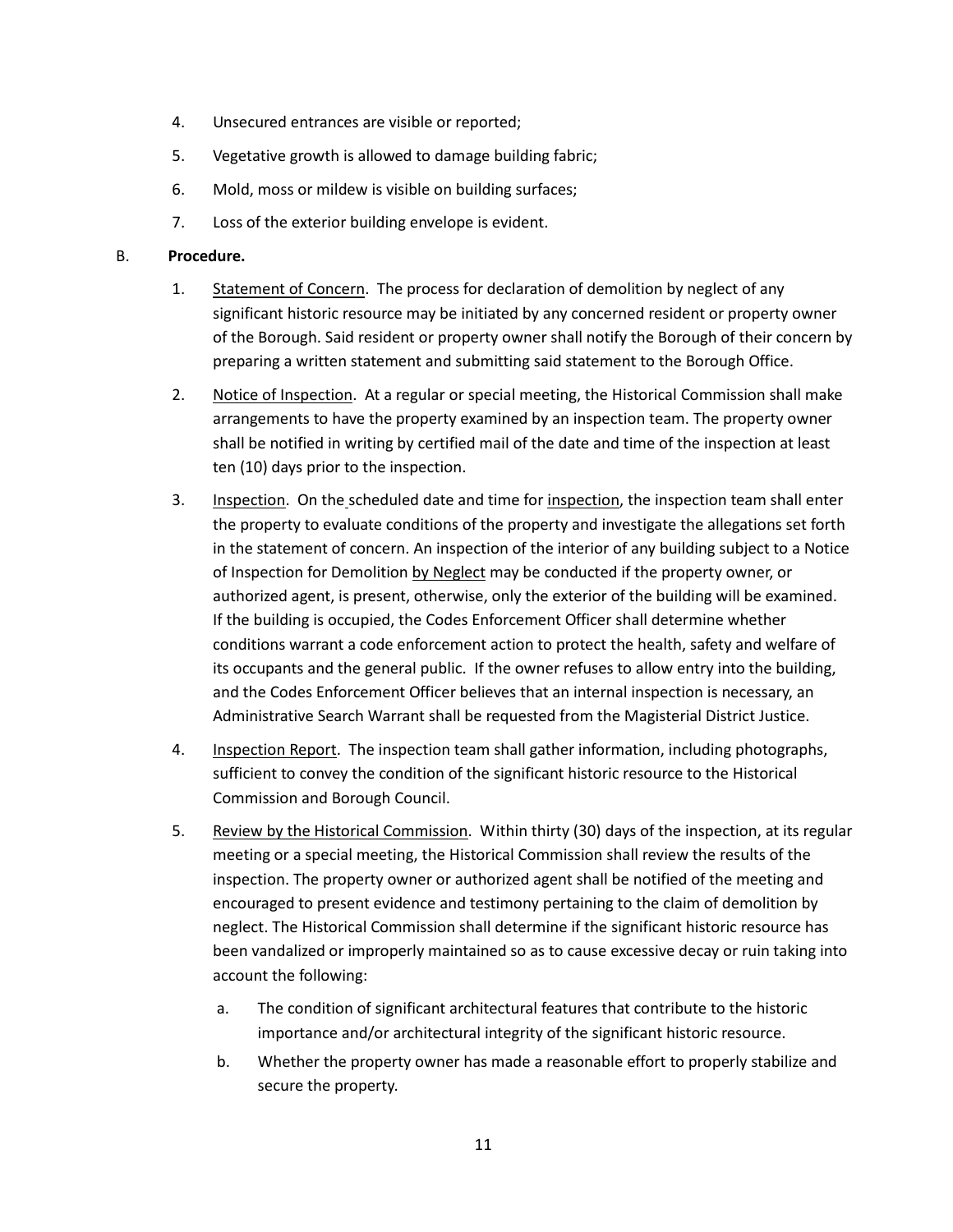4. Unsecured entrances are visible or reported;
5. Vegetative growth is allowed to damage building fabric;
6. Mold, moss or mildew is visible on building surfaces;
7. Loss of the exterior building envelope is evident.

B. **Procedure.**

1. <u>Statement of Concern</u>. The process for declaration of demolition by neglect of any significant historic resource may be initiated by any concerned resident or property owner of the Borough. Said resident or property owner shall notify the Borough of their concern by preparing a written statement and submitting said statement to the Borough Office.

2. <u>Notice of Inspection</u>. At a regular or special meeting, the Historical Commission shall make arrangements to have the property examined by an inspection team. The property owner shall be notified in writing by certified mail of the date and time of the inspection at least ten (10) days prior to the inspection.

3. <u>Inspection</u>. On the scheduled date and time for <u>inspection</u>, the inspection team shall enter the property to evaluate conditions of the property and investigate the allegations set forth in the statement of concern. An inspection of the interior of any building subject to a Notice of Inspection for Demolition <u>by Neglect</u> may be conducted if the property owner, or authorized agent, is present, otherwise, only the exterior of the building will be examined. If the building is occupied, the Codes Enforcement Officer shall determine whether conditions warrant a code enforcement action to protect the health, safety and welfare of its occupants and the general public. If the owner refuses to allow entry into the building, and the Codes Enforcement Officer believes that an internal inspection is necessary, an Administrative Search Warrant shall be requested from the Magisterial District Justice.

4. <u>Inspection Report</u>. The inspection team shall gather information, including photographs, sufficient to convey the condition of the significant historic resource to the Historical Commission and Borough Council.

5. <u>Review by the Historical Commission</u>. Within thirty (30) days of the inspection, at its regular meeting or a special meeting, the Historical Commission shall review the results of the inspection. The property owner or authorized agent shall be notified of the meeting and encouraged to present evidence and testimony pertaining to the claim of demolition by neglect. The Historical Commission shall determine if the significant historic resource has been vandalized or improperly maintained so as to cause excessive decay or ruin taking into account the following:

   a. The condition of significant architectural features that contribute to the historic importance and/or architectural integrity of the significant historic resource.

   b. Whether the property owner has made a reasonable effort to properly stabilize and secure the property.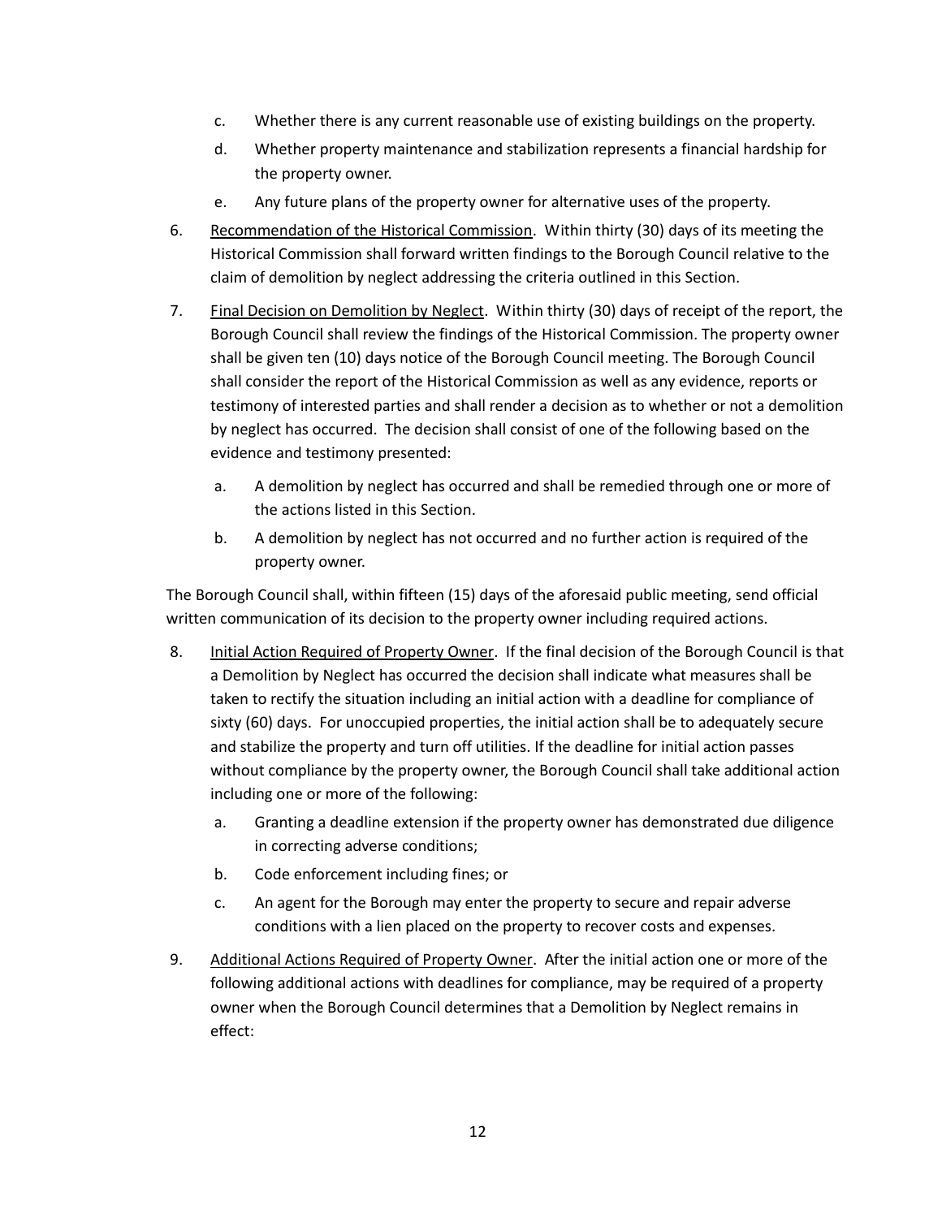c. Whether there is any current reasonable use of existing buildings on the property.

d. Whether property maintenance and stabilization represents a financial hardship for the property owner.

e. Any future plans of the property owner for alternative uses of the property.

6. Recommendation of the Historical Commission. Within thirty (30) days of its meeting the Historical Commission shall forward written findings to the Borough Council relative to the claim of demolition by neglect addressing the criteria outlined in this Section.

7. Final Decision on Demolition by Neglect. Within thirty (30) days of receipt of the report, the Borough Council shall review the findings of the Historical Commission. The property owner shall be given ten (10) days notice of the Borough Council meeting. The Borough Council shall consider the report of the Historical Commission as well as any evidence, reports or testimony of interested parties and shall render a decision as to whether or not a demolition by neglect has occurred. The decision shall consist of one of the following based on the evidence and testimony presented:

   a. A demolition by neglect has occurred and shall be remedied through one or more of the actions listed in this Section.

   b. A demolition by neglect has not occurred and no further action is required of the property owner.

The Borough Council shall, within fifteen (15) days of the aforesaid public meeting, send official written communication of its decision to the property owner including required actions.

8. Initial Action Required of Property Owner. If the final decision of the Borough Council is that a Demolition by Neglect has occurred the decision shall indicate what measures shall be taken to rectify the situation including an initial action with a deadline for compliance of sixty (60) days. For unoccupied properties, the initial action shall be to adequately secure and stabilize the property and turn off utilities. If the deadline for initial action passes without compliance by the property owner, the Borough Council shall take additional action including one or more of the following:

   a. Granting a deadline extension if the property owner has demonstrated due diligence in correcting adverse conditions;

   b. Code enforcement including fines; or

   c. An agent for the Borough may enter the property to secure and repair adverse conditions with a lien placed on the property to recover costs and expenses.

9. Additional Actions Required of Property Owner. After the initial action one or more of the following additional actions with deadlines for compliance, may be required of a property owner when the Borough Council determines that a Demolition by Neglect remains in effect: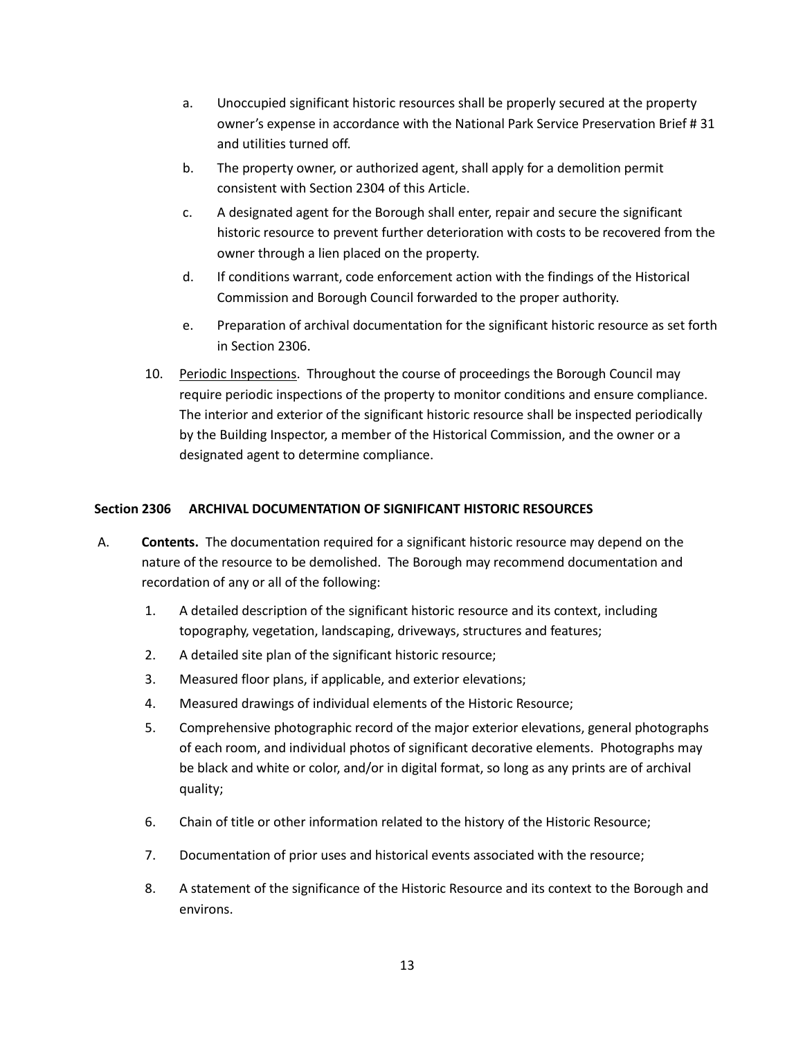a. Unoccupied significant historic resources shall be properly secured at the property owner's expense in accordance with the National Park Service Preservation Brief # 31 and utilities turned off.

b. The property owner, or authorized agent, shall apply for a demolition permit consistent with Section 2304 of this Article.

c. A designated agent for the Borough shall enter, repair and secure the significant historic resource to prevent further deterioration with costs to be recovered from the owner through a lien placed on the property.

d. If conditions warrant, code enforcement action with the findings of the Historical Commission and Borough Council forwarded to the proper authority.

e. Preparation of archival documentation for the significant historic resource as set forth in Section 2306.

10. Periodic Inspections. Throughout the course of proceedings the Borough Council may require periodic inspections of the property to monitor conditions and ensure compliance. The interior and exterior of the significant historic resource shall be inspected periodically by the Building Inspector, a member of the Historical Commission, and the owner or a designated agent to determine compliance.

**Section 2306 ARCHIVAL DOCUMENTATION OF SIGNIFICANT HISTORIC RESOURCES**

A. **Contents.** The documentation required for a significant historic resource may depend on the nature of the resource to be demolished. The Borough may recommend documentation and recordation of any or all of the following:

1. A detailed description of the significant historic resource and its context, including topography, vegetation, landscaping, driveways, structures and features;
2. A detailed site plan of the significant historic resource;
3. Measured floor plans, if applicable, and exterior elevations;
4. Measured drawings of individual elements of the Historic Resource;
5. Comprehensive photographic record of the major exterior elevations, general photographs of each room, and individual photos of significant decorative elements. Photographs may be black and white or color, and/or in digital format, so long as any prints are of archival quality;
6. Chain of title or other information related to the history of the Historic Resource;
7. Documentation of prior uses and historical events associated with the resource;
8. A statement of the significance of the Historic Resource and its context to the Borough and environs.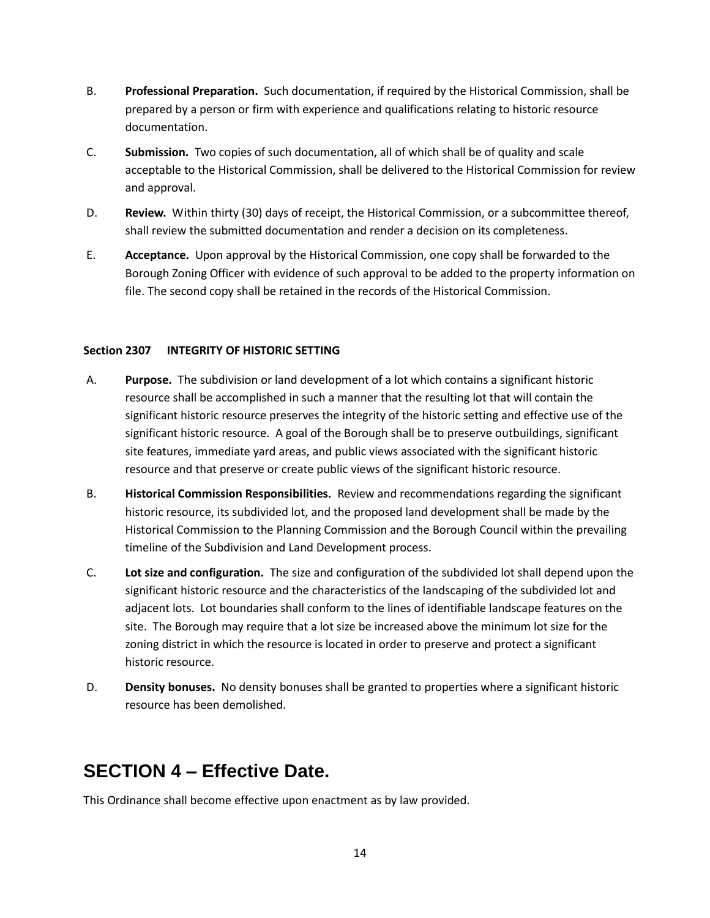B. **Professional Preparation.** Such documentation, if required by the Historical Commission, shall be prepared by a person or firm with experience and qualifications relating to historic resource documentation.

C. **Submission.** Two copies of such documentation, all of which shall be of quality and scale acceptable to the Historical Commission, shall be delivered to the Historical Commission for review and approval.

D. **Review.** Within thirty (30) days of receipt, the Historical Commission, or a subcommittee thereof, shall review the submitted documentation and render a decision on its completeness.

E. **Acceptance.** Upon approval by the Historical Commission, one copy shall be forwarded to the Borough Zoning Officer with evidence of such approval to be added to the property information on file. The second copy shall be retained in the records of the Historical Commission.

#### Section 2307 INTEGRITY OF HISTORIC SETTING

A. **Purpose.** The subdivision or land development of a lot which contains a significant historic resource shall be accomplished in such a manner that the resulting lot that will contain the significant historic resource preserves the integrity of the historic setting and effective use of the significant historic resource. A goal of the Borough shall be to preserve outbuildings, significant site features, immediate yard areas, and public views associated with the significant historic resource and that preserve or create public views of the significant historic resource.

B. **Historical Commission Responsibilities.** Review and recommendations regarding the significant historic resource, its subdivided lot, and the proposed land development shall be made by the Historical Commission to the Planning Commission and the Borough Council within the prevailing timeline of the Subdivision and Land Development process.

C. **Lot size and configuration.** The size and configuration of the subdivided lot shall depend upon the significant historic resource and the characteristics of the landscaping of the subdivided lot and adjacent lots. Lot boundaries shall conform to the lines of identifiable landscape features on the site. The Borough may require that a lot size be increased above the minimum lot size for the zoning district in which the resource is located in order to preserve and protect a significant historic resource.

D. **Density bonuses.** No density bonuses shall be granted to properties where a significant historic resource has been demolished.

## SECTION 4 – Effective Date.

This Ordinance shall become effective upon enactment as by law provided.